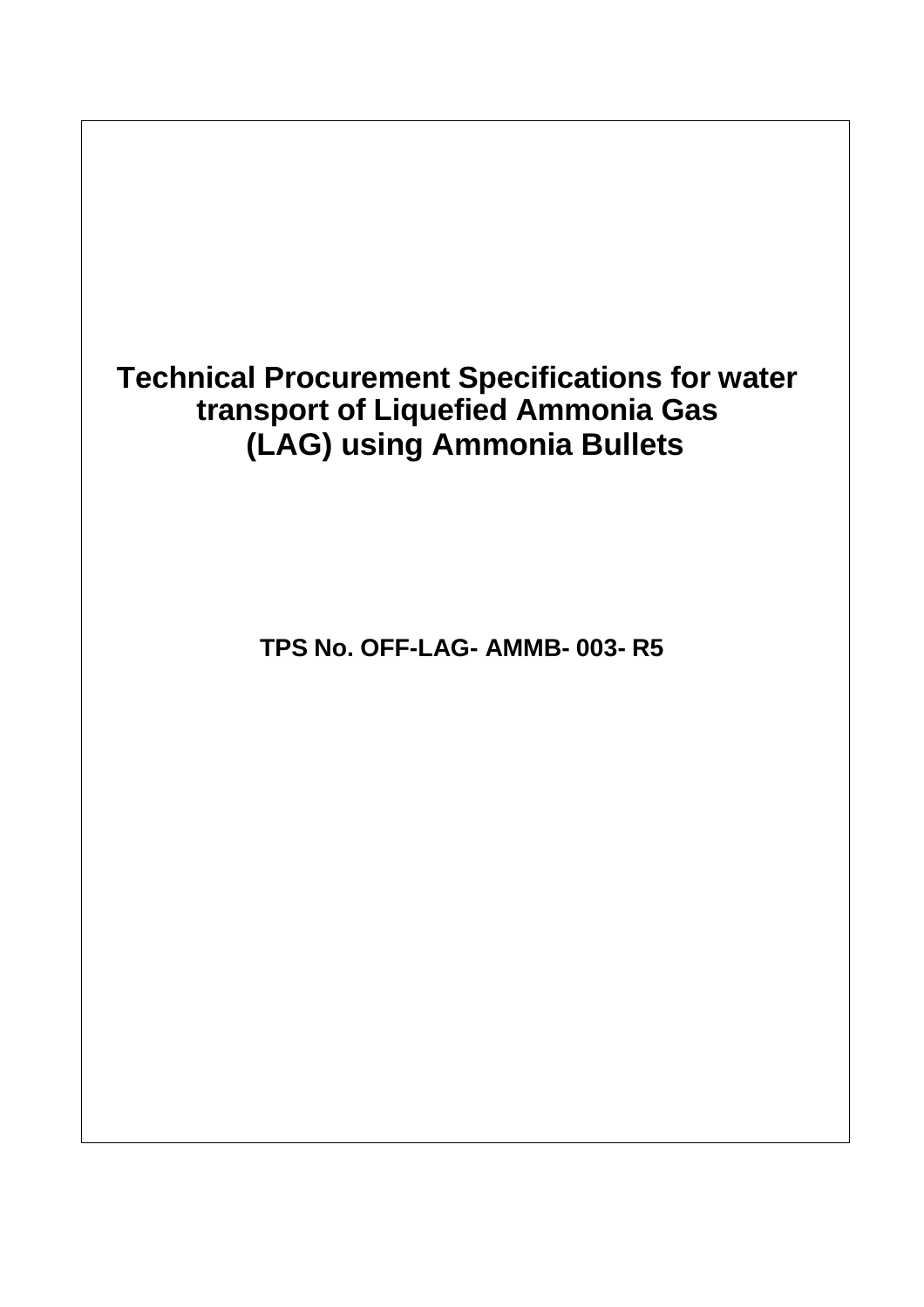# Technical Procurement Specifications for water transport of Liquefied Ammonia Gas (LAG) using Ammonia Bullets

**TPS No. OFF-LAG- AMMB- 003- R5**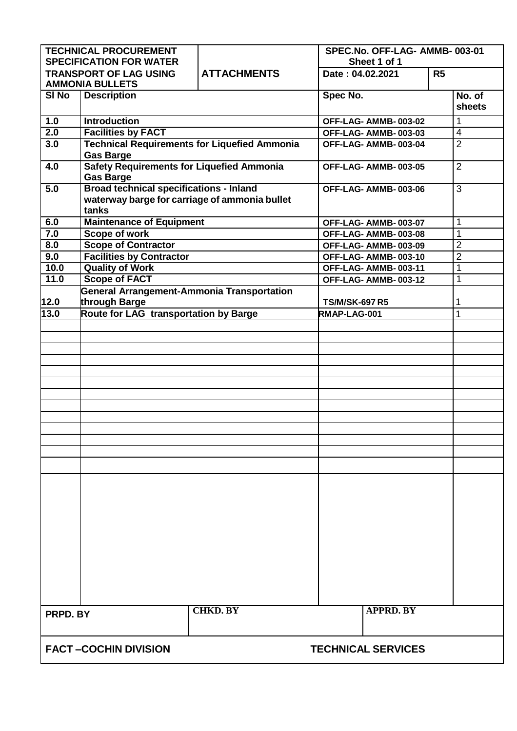| TECHNICAL PROCUREMENT SPECIFICATION FOR WATER TRANSPORT OF LAG USING AMMONIA BULLETS | ATTACHMENTS | SPEC.No. OFF-LAG- AMMB- 003-01 Sheet 1 of 1 | |
|---|---|---|---|
| | | Date : 04.02.2021 | R5 |

| Sl No | Description | Spec No. | No. of sheets |
|---|---|---|---|
| 1.0 | Introduction | OFF-LAG- AMMB- 003-02 | 1 |
| 2.0 | Facilities by FACT | OFF-LAG- AMMB- 003-03 | 4 |
| 3.0 | Technical Requirements for Liquefied Ammonia Gas Barge | OFF-LAG- AMMB- 003-04 | 2 |
| 4.0 | Safety Requirements for Liquefied Ammonia Gas Barge | OFF-LAG- AMMB- 003-05 | 2 |
| 5.0 | Broad technical specifications - Inland waterway barge for carriage of ammonia bullet tanks | OFF-LAG- AMMB- 003-06 | 3 |
| 6.0 | Maintenance of Equipment | OFF-LAG- AMMB- 003-07 | 1 |
| 7.0 | Scope of work | OFF-LAG- AMMB- 003-08 | 1 |
| 8.0 | Scope of Contractor | OFF-LAG- AMMB- 003-09 | 2 |
| 9.0 | Facilities by Contractor | OFF-LAG- AMMB- 003-10 | 2 |
| 10.0 | Quality of Work | OFF-LAG- AMMB- 003-11 | 1 |
| 11.0 | Scope of FACT | OFF-LAG- AMMB- 003-12 | 1 |
| 12.0 | General Arrangement-Ammonia Transportation through Barge | TS/M/SK-697 R5 | 1 |
| 13.0 | Route for LAG transportation by Barge | RMAP-LAG-001 | 1 |

| PRPD. BY | CHKD. BY | APPRD. BY |
|---|---|---|
| | | |

FACT –COCHIN DIVISION    TECHNICAL SERVICES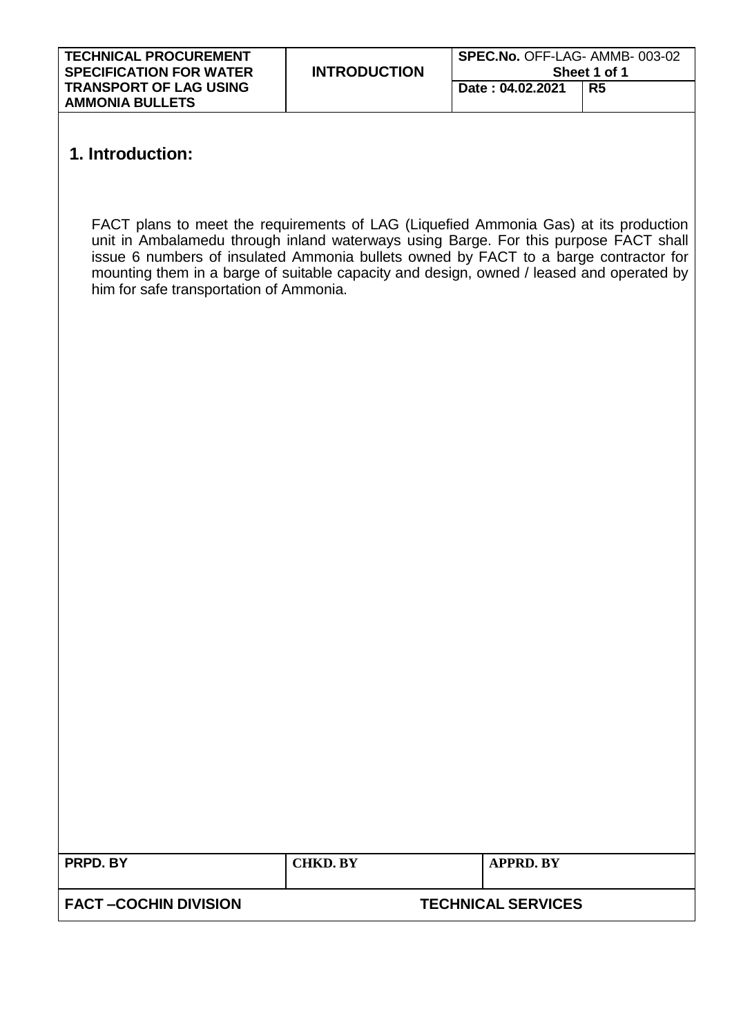# 1. Introduction:

FACT plans to meet the requirements of LAG (Liquefied Ammonia Gas) at its production unit in Ambalamedu through inland waterways using Barge. For this purpose FACT shall issue 6 numbers of insulated Ammonia bullets owned by FACT to a barge contractor for mounting them in a barge of suitable capacity and design, owned / leased and operated by him for safe transportation of Ammonia.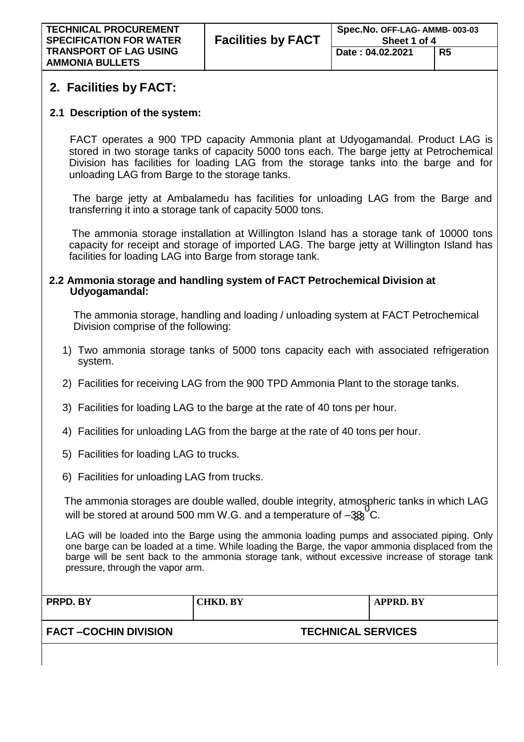## 2. Facilities by FACT:

### 2.1 Description of the system:

FACT operates a 900 TPD capacity Ammonia plant at Udyogamandal. Product LAG is stored in two storage tanks of capacity 5000 tons each. The barge jetty at Petrochemical Division has facilities for loading LAG from the storage tanks into the barge and for unloading LAG from Barge to the storage tanks.

The barge jetty at Ambalamedu has facilities for unloading LAG from the Barge and transferring it into a storage tank of capacity 5000 tons.

The ammonia storage installation at Willington Island has a storage tank of 10000 tons capacity for receipt and storage of imported LAG. The barge jetty at Willington Island has facilities for loading LAG into Barge from storage tank.

### 2.2 Ammonia storage and handling system of FACT Petrochemical Division at Udyogamandal:

The ammonia storage, handling and loading / unloading system at FACT Petrochemical Division comprise of the following:

1) Two ammonia storage tanks of 5000 tons capacity each with associated refrigeration system.
2) Facilities for receiving LAG from the 900 TPD Ammonia Plant to the storage tanks.
3) Facilities for loading LAG to the barge at the rate of 40 tons per hour.
4) Facilities for unloading LAG from the barge at the rate of 40 tons per hour.
5) Facilities for loading LAG to trucks.
6) Facilities for unloading LAG from trucks.

The ammonia storages are double walled, double integrity, atmospheric tanks in which LAG will be stored at around 500 mm W.G. and a temperature of $-33^{0}$C.

LAG will be loaded into the Barge using the ammonia loading pumps and associated piping. Only one barge can be loaded at a time. While loading the Barge, the vapor ammonia displaced from the barge will be sent back to the ammonia storage tank, without excessive increase of storage tank pressure, through the vapor arm.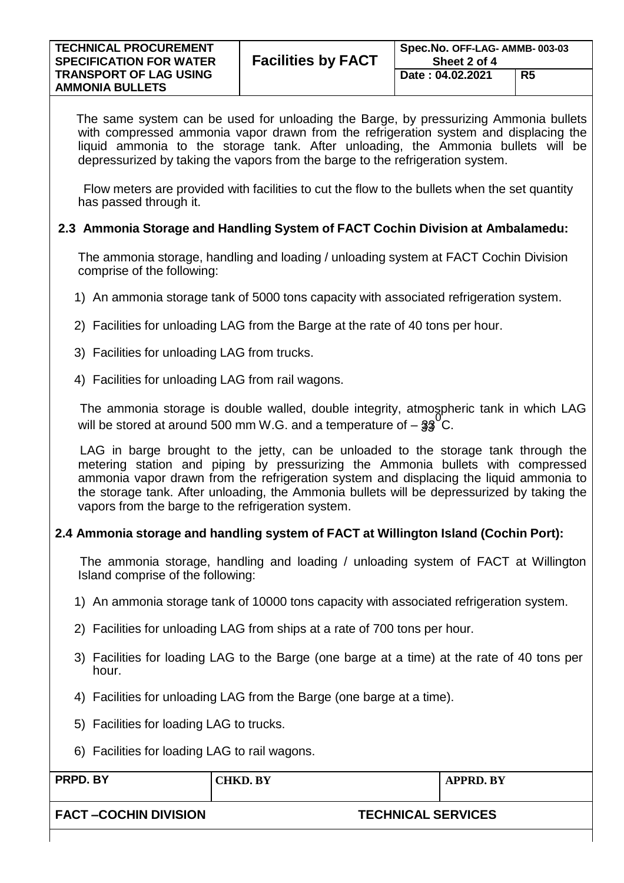The same system can be used for unloading the Barge, by pressurizing Ammonia bullets with compressed ammonia vapor drawn from the refrigeration system and displacing the liquid ammonia to the storage tank. After unloading, the Ammonia bullets will be depressurized by taking the vapors from the barge to the refrigeration system.

Flow meters are provided with facilities to cut the flow to the bullets when the set quantity has passed through it.

### 2.3 Ammonia Storage and Handling System of FACT Cochin Division at Ambalamedu:

The ammonia storage, handling and loading / unloading system at FACT Cochin Division comprise of the following:

1) An ammonia storage tank of 5000 tons capacity with associated refrigeration system.
2) Facilities for unloading LAG from the Barge at the rate of 40 tons per hour.
3) Facilities for unloading LAG from trucks.
4) Facilities for unloading LAG from rail wagons.

The ammonia storage is double walled, double integrity, atmospheric tank in which LAG will be stored at around 500 mm W.G. and a temperature of $-33^{0}$C.

LAG in barge brought to the jetty, can be unloaded to the storage tank through the metering station and piping by pressurizing the Ammonia bullets with compressed ammonia vapor drawn from the refrigeration system and displacing the liquid ammonia to the storage tank. After unloading, the Ammonia bullets will be depressurized by taking the vapors from the barge to the refrigeration system.

### 2.4 Ammonia storage and handling system of FACT at Willington Island (Cochin Port):

The ammonia storage, handling and loading / unloading system of FACT at Willington Island comprise of the following:

1) An ammonia storage tank of 10000 tons capacity with associated refrigeration system.
2) Facilities for unloading LAG from ships at a rate of 700 tons per hour.
3) Facilities for loading LAG to the Barge (one barge at a time) at the rate of 40 tons per hour.
4) Facilities for unloading LAG from the Barge (one barge at a time).
5) Facilities for loading LAG to trucks.
6) Facilities for loading LAG to rail wagons.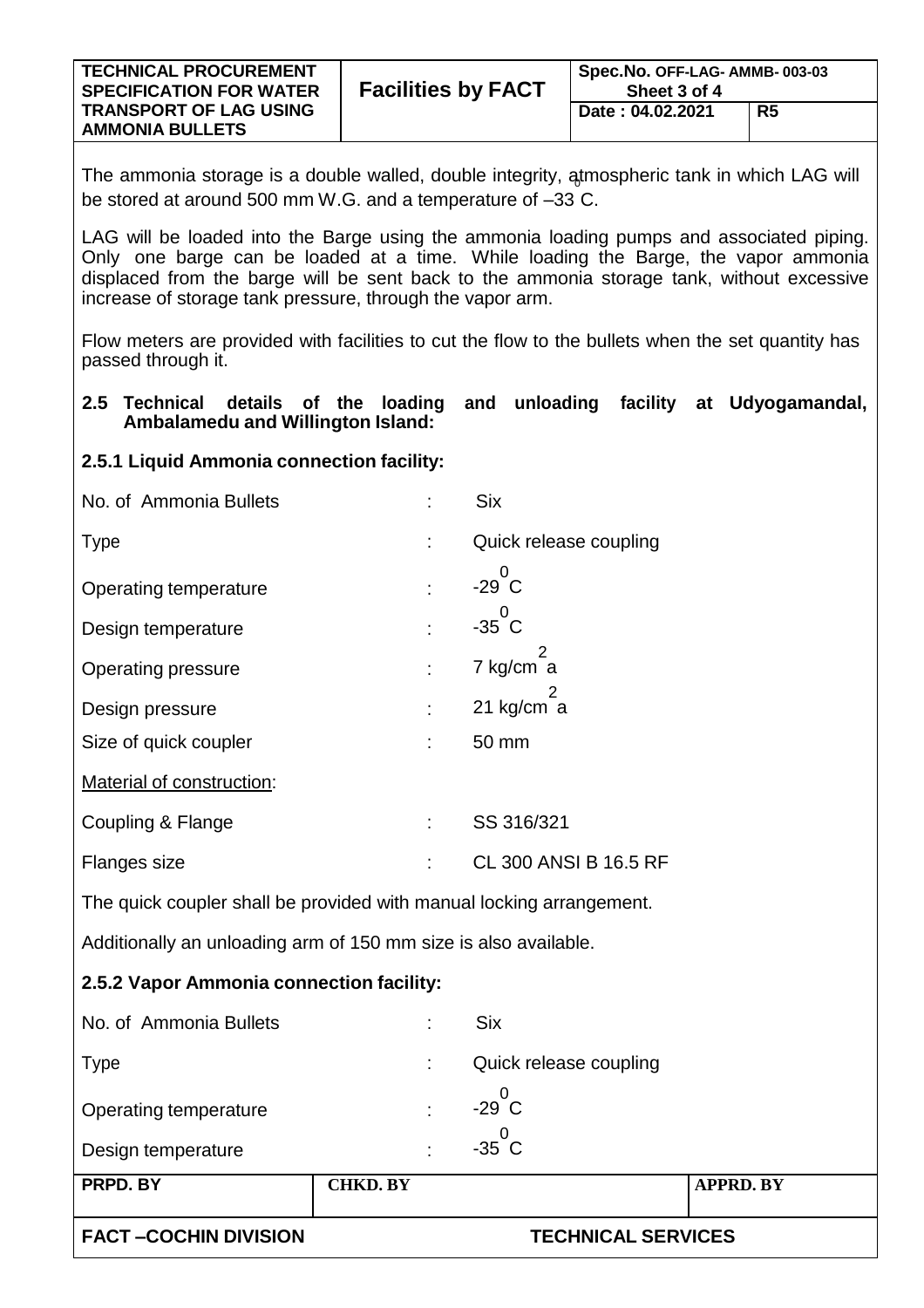The ammonia storage is a double walled, double integrity, atmospheric tank in which LAG will be stored at around 500 mm W.G. and a temperature of $-33^0$C.

LAG will be loaded into the Barge using the ammonia loading pumps and associated piping. Only one barge can be loaded at a time. While loading the Barge, the vapor ammonia displaced from the barge will be sent back to the ammonia storage tank, without excessive increase of storage tank pressure, through the vapor arm.

Flow meters are provided with facilities to cut the flow to the bullets when the set quantity has passed through it.

### 2.5 Technical details of the loading and unloading facility at Udyogamandal, Ambalamedu and Willington Island:

#### 2.5.1 Liquid Ammonia connection facility:

| | | |
|---|---|---|
| No. of Ammonia Bullets | : | Six |
| Type | : | Quick release coupling |
| Operating temperature | : | $-29^0$C |
| Design temperature | : | $-35^0$C |
| Operating pressure | : | 7 kg/cm$^2$a |
| Design pressure | : | 21 kg/cm$^2$a |
| Size of quick coupler | : | 50 mm |

Material of construction:

| | | |
|---|---|---|
| Coupling & Flange | : | SS 316/321 |
| Flanges size | : | CL 300 ANSI B 16.5 RF |

The quick coupler shall be provided with manual locking arrangement.

Additionally an unloading arm of 150 mm size is also available.

#### 2.5.2 Vapor Ammonia connection facility:

| | | |
|---|---|---|
| No. of Ammonia Bullets | : | Six |
| Type | : | Quick release coupling |
| Operating temperature | : | $-29^0$C |
| Design temperature | : | $-35^0$C |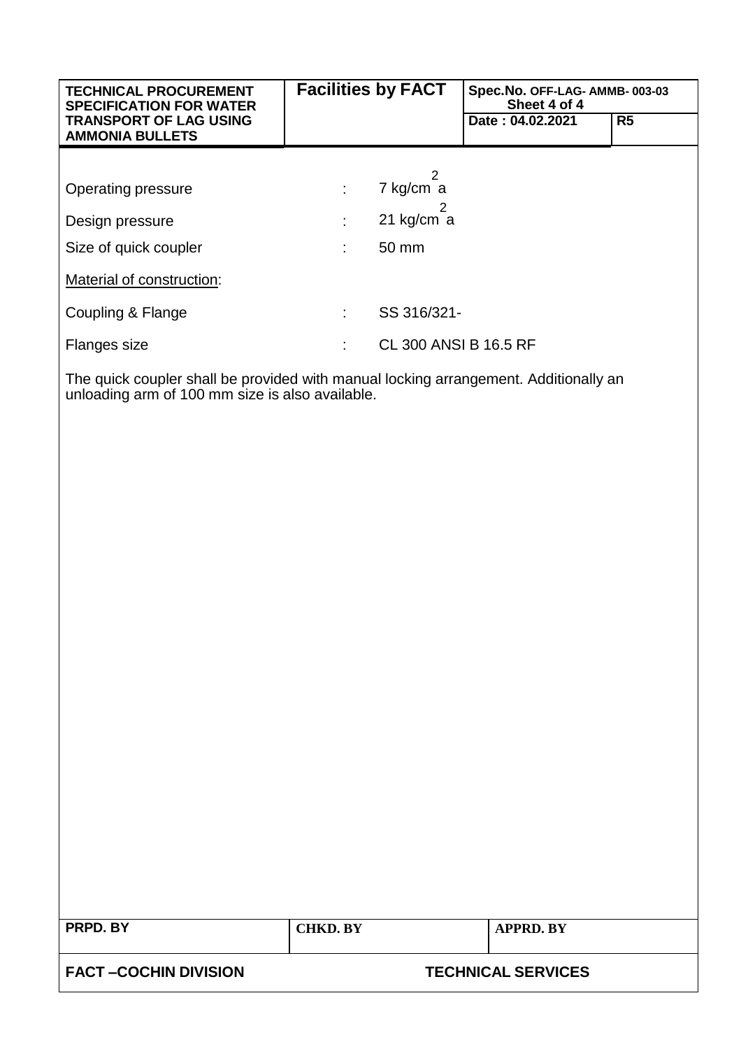| | | |
|---|---|---|
| Operating pressure | : | 7 kg/cm$^2$a |
| Design pressure | : | 21 kg/cm$^2$a |
| Size of quick coupler | : | 50 mm |

<u>Material of construction</u>:

| | | |
|---|---|---|
| Coupling & Flange | : | SS 316/321- |
| Flanges size | : | CL 300 ANSI B 16.5 RF |

The quick coupler shall be provided with manual locking arrangement. Additionally an unloading arm of 100 mm size is also available.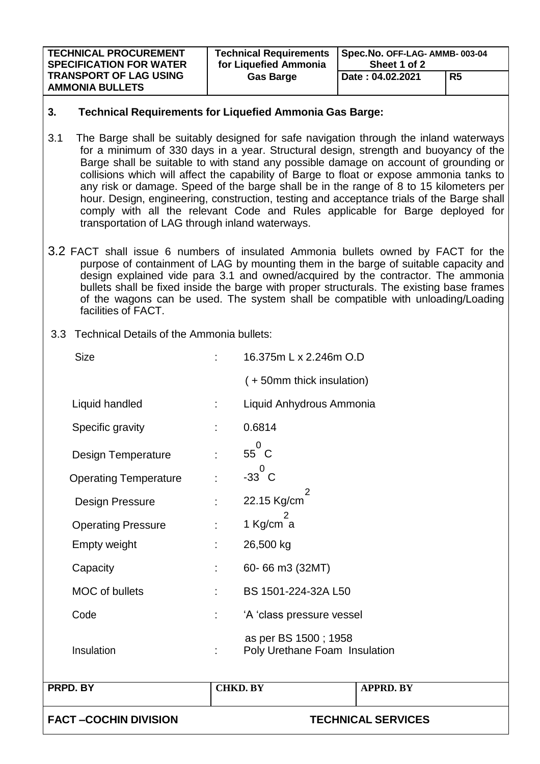## 3. Technical Requirements for Liquefied Ammonia Gas Barge:

3.1 The Barge shall be suitably designed for safe navigation through the inland waterways for a minimum of 330 days in a year. Structural design, strength and buoyancy of the Barge shall be suitable to with stand any possible damage on account of grounding or collisions which will affect the capability of Barge to float or expose ammonia tanks to any risk or damage. Speed of the barge shall be in the range of 8 to 15 kilometers per hour. Design, engineering, construction, testing and acceptance trials of the Barge shall comply with all the relevant Code and Rules applicable for Barge deployed for transportation of LAG through inland waterways.

3.2 FACT shall issue 6 numbers of insulated Ammonia bullets owned by FACT for the purpose of containment of LAG by mounting them in the barge of suitable capacity and design explained vide para 3.1 and owned/acquired by the contractor. The ammonia bullets shall be fixed inside the barge with proper structurals. The existing base frames of the wagons can be used. The system shall be compatible with unloading/Loading facilities of FACT.

3.3 Technical Details of the Ammonia bullets:

| | | |
|---|---|---|
| Size | : | 16.375m L x 2.246m O.D ( + 50mm thick insulation) |
| Liquid handled | : | Liquid Anhydrous Ammonia |
| Specific gravity | : | 0.6814 |
| Design Temperature | : | $55^{0}$ C |
| Operating Temperature | : | $-33^{0}$ C |
| Design Pressure | : | 22.15 Kg/cm$^{2}$ |
| Operating Pressure | : | 1 Kg/cm$^{2}$ a |
| Empty weight | : | 26,500 kg |
| Capacity | : | 60- 66 m3 (32MT) |
| MOC of bullets | : | BS 1501-224-32A L50 |
| Code | : | 'A 'class pressure vessel as per BS 1500 ; 1958 |
| Insulation | : | Poly Urethane Foam Insulation |

| PRPD. BY | CHKD. BY | APPRD. BY |
|---|---|---|
| | | |

FACT –COCHIN DIVISION TECHNICAL SERVICES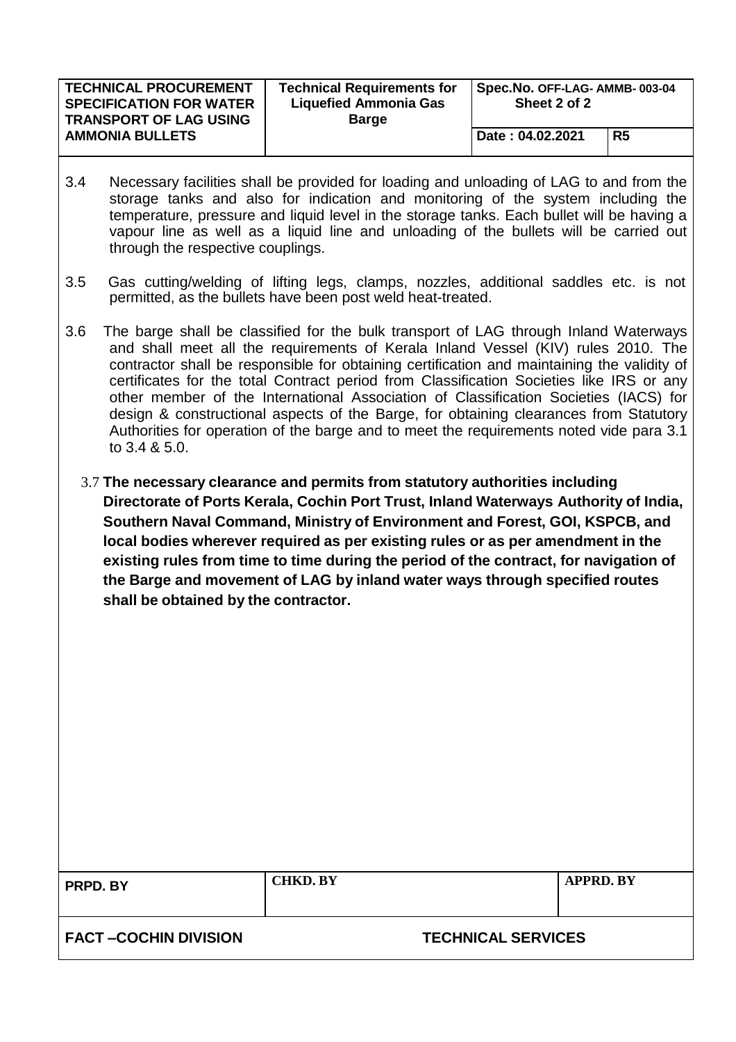3.4 Necessary facilities shall be provided for loading and unloading of LAG to and from the storage tanks and also for indication and monitoring of the system including the temperature, pressure and liquid level in the storage tanks. Each bullet will be having a vapour line as well as a liquid line and unloading of the bullets will be carried out through the respective couplings.

3.5 Gas cutting/welding of lifting legs, clamps, nozzles, additional saddles etc. is not permitted, as the bullets have been post weld heat-treated.

3.6 The barge shall be classified for the bulk transport of LAG through Inland Waterways and shall meet all the requirements of Kerala Inland Vessel (KIV) rules 2010. The contractor shall be responsible for obtaining certification and maintaining the validity of certificates for the total Contract period from Classification Societies like IRS or any other member of the International Association of Classification Societies (IACS) for design & constructional aspects of the Barge, for obtaining clearances from Statutory Authorities for operation of the barge and to meet the requirements noted vide para 3.1 to 3.4 & 5.0.

3.7 **The necessary clearance and permits from statutory authorities including Directorate of Ports Kerala, Cochin Port Trust, Inland Waterways Authority of India, Southern Naval Command, Ministry of Environment and Forest, GOI, KSPCB, and local bodies wherever required as per existing rules or as per amendment in the existing rules from time to time during the period of the contract, for navigation of the Barge and movement of LAG by inland water ways through specified routes shall be obtained by the contractor.**

| PRPD. BY | CHKD. BY | APPRD. BY |
|---|---|---|
| | | |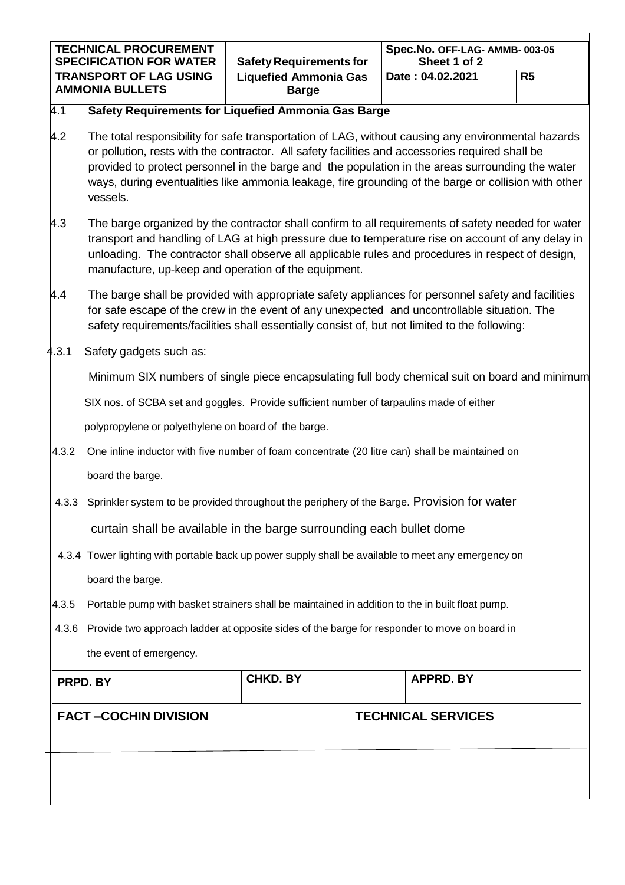## 4.1 Safety Requirements for Liquefied Ammonia Gas Barge

4.2 The total responsibility for safe transportation of LAG, without causing any environmental hazards or pollution, rests with the contractor. All safety facilities and accessories required shall be provided to protect personnel in the barge and the population in the areas surrounding the water ways, during eventualities like ammonia leakage, fire grounding of the barge or collision with other vessels.

4.3 The barge organized by the contractor shall confirm to all requirements of safety needed for water transport and handling of LAG at high pressure due to temperature rise on account of any delay in unloading. The contractor shall observe all applicable rules and procedures in respect of design, manufacture, up-keep and operation of the equipment.

4.4 The barge shall be provided with appropriate safety appliances for personnel safety and facilities for safe escape of the crew in the event of any unexpected and uncontrollable situation. The safety requirements/facilities shall essentially consist of, but not limited to the following:

4.3.1 Safety gadgets such as:

Minimum SIX numbers of single piece encapsulating full body chemical suit on board and minimum SIX nos. of SCBA set and goggles. Provide sufficient number of tarpaulins made of either polypropylene or polyethylene on board of the barge.

4.3.2 One inline inductor with five number of foam concentrate (20 litre can) shall be maintained on board the barge.

4.3.3 Sprinkler system to be provided throughout the periphery of the Barge. Provision for water curtain shall be available in the barge surrounding each bullet dome

4.3.4 Tower lighting with portable back up power supply shall be available to meet any emergency on board the barge.

4.3.5 Portable pump with basket strainers shall be maintained in addition to the in built float pump.

4.3.6 Provide two approach ladder at opposite sides of the barge for responder to move on board in the event of emergency.

| PRPD. BY | CHKD. BY | APPRD. BY |
|---|---|---|

**FACT –COCHIN DIVISION** **TECHNICAL SERVICES**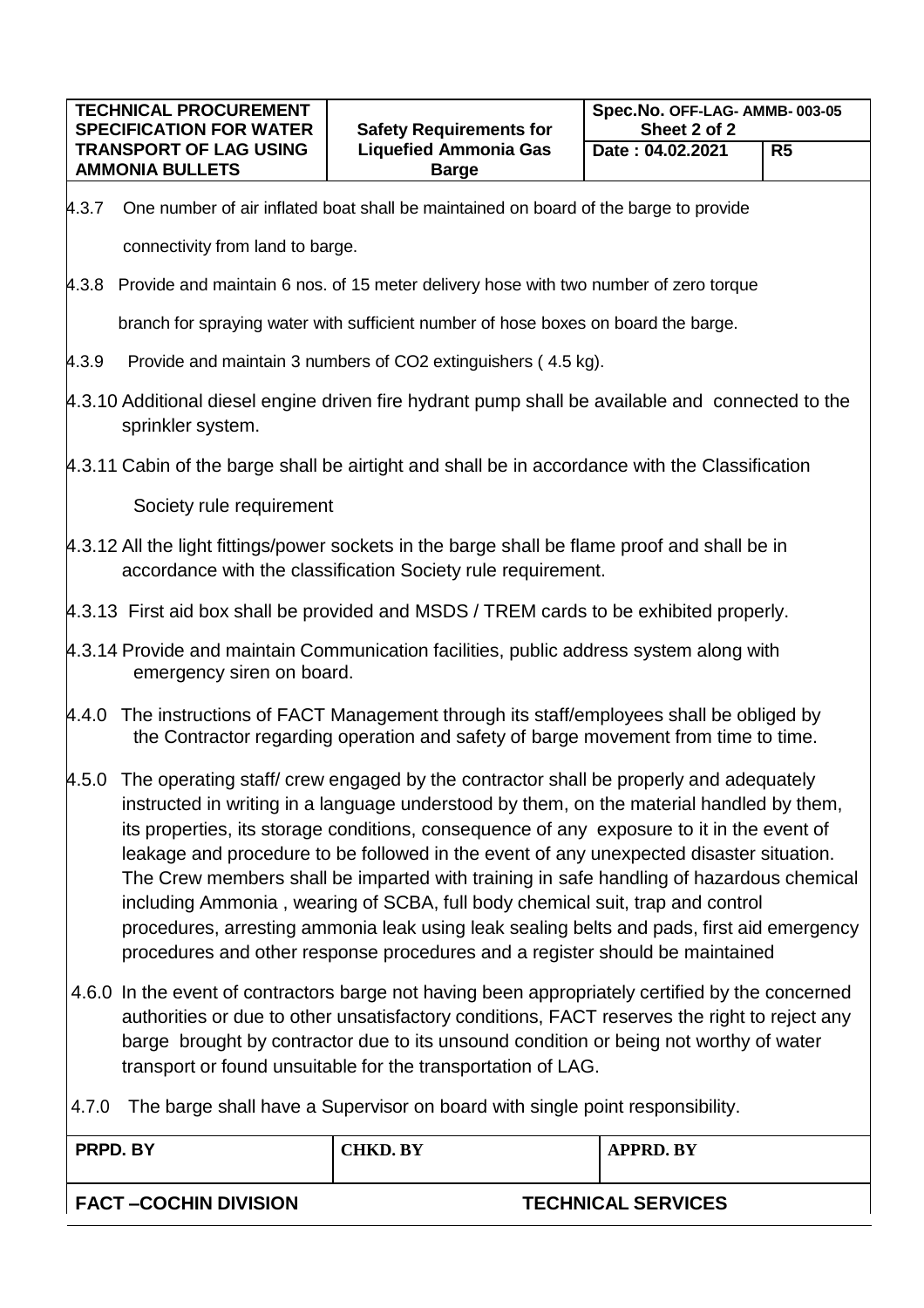4.3.7 One number of air inflated boat shall be maintained on board of the barge to provide connectivity from land to barge.

4.3.8 Provide and maintain 6 nos. of 15 meter delivery hose with two number of zero torque branch for spraying water with sufficient number of hose boxes on board the barge.

4.3.9 Provide and maintain 3 numbers of $CO_2$ extinguishers ( 4.5 kg).

4.3.10 Additional diesel engine driven fire hydrant pump shall be available and connected to the sprinkler system.

4.3.11 Cabin of the barge shall be airtight and shall be in accordance with the Classification Society rule requirement

4.3.12 All the light fittings/power sockets in the barge shall be flame proof and shall be in accordance with the classification Society rule requirement.

4.3.13 First aid box shall be provided and MSDS / TREM cards to be exhibited properly.

4.3.14 Provide and maintain Communication facilities, public address system along with emergency siren on board.

4.4.0 The instructions of FACT Management through its staff/employees shall be obliged by the Contractor regarding operation and safety of barge movement from time to time.

4.5.0 The operating staff/ crew engaged by the contractor shall be properly and adequately instructed in writing in a language understood by them, on the material handled by them, its properties, its storage conditions, consequence of any exposure to it in the event of leakage and procedure to be followed in the event of any unexpected disaster situation. The Crew members shall be imparted with training in safe handling of hazardous chemical including Ammonia , wearing of SCBA, full body chemical suit, trap and control procedures, arresting ammonia leak using leak sealing belts and pads, first aid emergency procedures and other response procedures and a register should be maintained

4.6.0 In the event of contractors barge not having been appropriately certified by the concerned authorities or due to other unsatisfactory conditions, FACT reserves the right to reject any barge brought by contractor due to its unsound condition or being not worthy of water transport or found unsuitable for the transportation of LAG.

4.7.0 The barge shall have a Supervisor on board with single point responsibility.

| PRPD. BY | CHKD. BY | APPRD. BY |
|---|---|---|
| | | |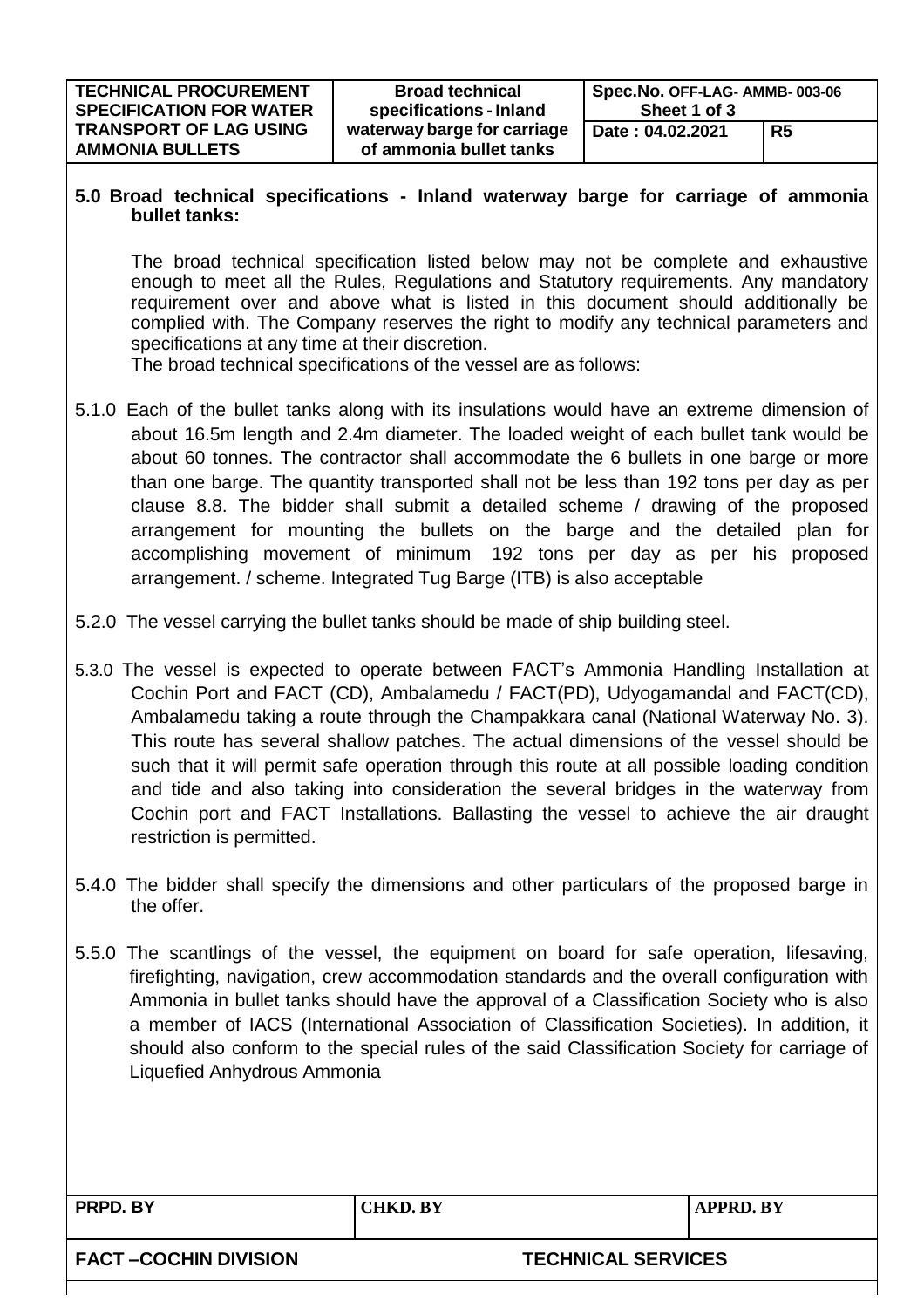## 5.0 Broad technical specifications - Inland waterway barge for carriage of ammonia bullet tanks:

The broad technical specification listed below may not be complete and exhaustive enough to meet all the Rules, Regulations and Statutory requirements. Any mandatory requirement over and above what is listed in this document should additionally be complied with. The Company reserves the right to modify any technical parameters and specifications at any time at their discretion.

The broad technical specifications of the vessel are as follows:

5.1.0 Each of the bullet tanks along with its insulations would have an extreme dimension of about 16.5m length and 2.4m diameter. The loaded weight of each bullet tank would be about 60 tonnes. The contractor shall accommodate the 6 bullets in one barge or more than one barge. The quantity transported shall not be less than 192 tons per day as per clause 8.8. The bidder shall submit a detailed scheme / drawing of the proposed arrangement for mounting the bullets on the barge and the detailed plan for accomplishing movement of minimum 192 tons per day as per his proposed arrangement. / scheme. Integrated Tug Barge (ITB) is also acceptable

5.2.0 The vessel carrying the bullet tanks should be made of ship building steel.

5.3.0 The vessel is expected to operate between FACT's Ammonia Handling Installation at Cochin Port and FACT (CD), Ambalamedu / FACT(PD), Udyogamandal and FACT(CD), Ambalamedu taking a route through the Champakkara canal (National Waterway No. 3). This route has several shallow patches. The actual dimensions of the vessel should be such that it will permit safe operation through this route at all possible loading condition and tide and also taking into consideration the several bridges in the waterway from Cochin port and FACT Installations. Ballasting the vessel to achieve the air draught restriction is permitted.

5.4.0 The bidder shall specify the dimensions and other particulars of the proposed barge in the offer.

5.5.0 The scantlings of the vessel, the equipment on board for safe operation, lifesaving, firefighting, navigation, crew accommodation standards and the overall configuration with Ammonia in bullet tanks should have the approval of a Classification Society who is also a member of IACS (International Association of Classification Societies). In addition, it should also conform to the special rules of the said Classification Society for carriage of Liquefied Anhydrous Ammonia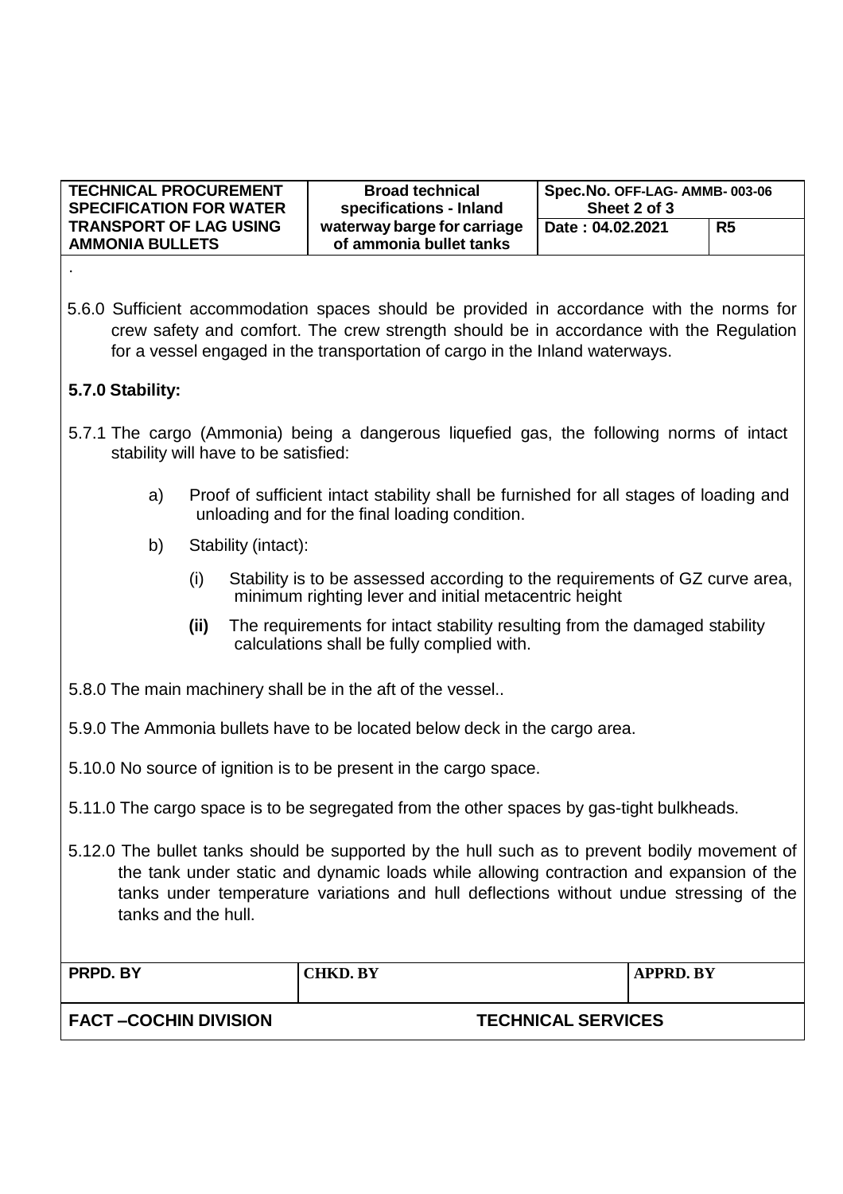.

5.6.0 Sufficient accommodation spaces should be provided in accordance with the norms for crew safety and comfort. The crew strength should be in accordance with the Regulation for a vessel engaged in the transportation of cargo in the Inland waterways.

**5.7.0 Stability:**

5.7.1 The cargo (Ammonia) being a dangerous liquefied gas, the following norms of intact stability will have to be satisfied:

a) Proof of sufficient intact stability shall be furnished for all stages of loading and unloading and for the final loading condition.

b) Stability (intact):

(i) Stability is to be assessed according to the requirements of GZ curve area, minimum righting lever and initial metacentric height

**(ii)** The requirements for intact stability resulting from the damaged stability calculations shall be fully complied with.

5.8.0 The main machinery shall be in the aft of the vessel..

5.9.0 The Ammonia bullets have to be located below deck in the cargo area.

5.10.0 No source of ignition is to be present in the cargo space.

5.11.0 The cargo space is to be segregated from the other spaces by gas-tight bulkheads.

5.12.0 The bullet tanks should be supported by the hull such as to prevent bodily movement of the tank under static and dynamic loads while allowing contraction and expansion of the tanks under temperature variations and hull deflections without undue stressing of the tanks and the hull.

| PRPD. BY | CHKD. BY | APPRD. BY |
| --- | --- | --- |
| | | |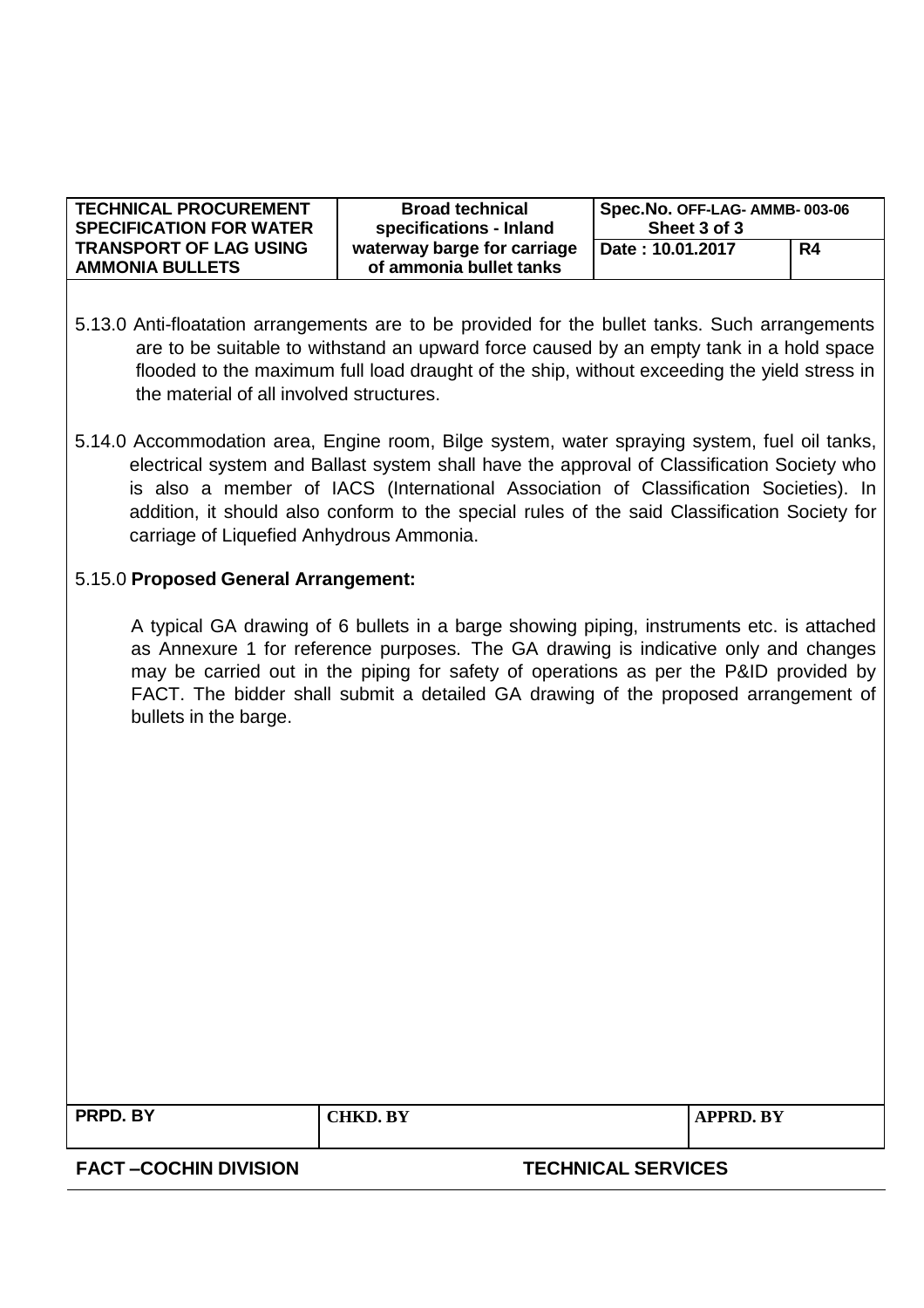5.13.0 Anti-floatation arrangements are to be provided for the bullet tanks. Such arrangements are to be suitable to withstand an upward force caused by an empty tank in a hold space flooded to the maximum full load draught of the ship, without exceeding the yield stress in the material of all involved structures.

5.14.0 Accommodation area, Engine room, Bilge system, water spraying system, fuel oil tanks, electrical system and Ballast system shall have the approval of Classification Society who is also a member of IACS (International Association of Classification Societies). In addition, it should also conform to the special rules of the said Classification Society for carriage of Liquefied Anhydrous Ammonia.

5.15.0 **Proposed General Arrangement:**

A typical GA drawing of 6 bullets in a barge showing piping, instruments etc. is attached as Annexure 1 for reference purposes. The GA drawing is indicative only and changes may be carried out in the piping for safety of operations as per the P&ID provided by FACT. The bidder shall submit a detailed GA drawing of the proposed arrangement of bullets in the barge.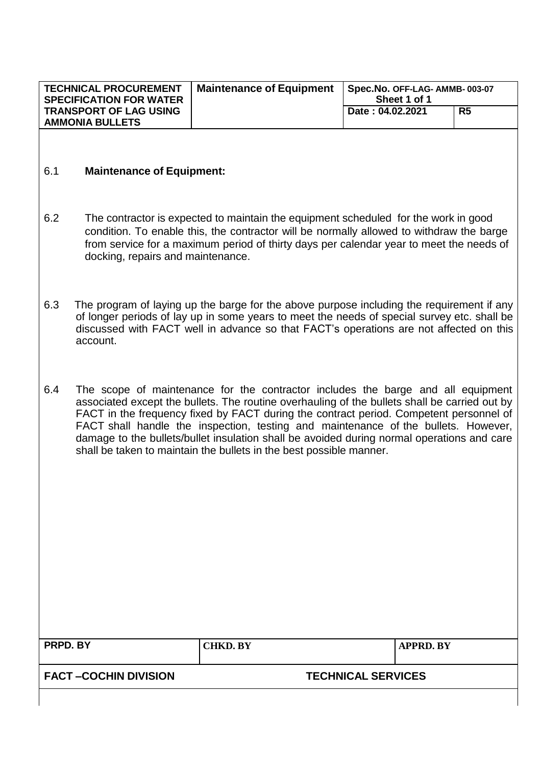6.1 **Maintenance of Equipment:**

6.2 The contractor is expected to maintain the equipment scheduled for the work in good condition. To enable this, the contractor will be normally allowed to withdraw the barge from service for a maximum period of thirty days per calendar year to meet the needs of docking, repairs and maintenance.

6.3 The program of laying up the barge for the above purpose including the requirement if any of longer periods of lay up in some years to meet the needs of special survey etc. shall be discussed with FACT well in advance so that FACT's operations are not affected on this account.

6.4 The scope of maintenance for the contractor includes the barge and all equipment associated except the bullets. The routine overhauling of the bullets shall be carried out by FACT in the frequency fixed by FACT during the contract period. Competent personnel of FACT shall handle the inspection, testing and maintenance of the bullets. However, damage to the bullets/bullet insulation shall be avoided during normal operations and care shall be taken to maintain the bullets in the best possible manner.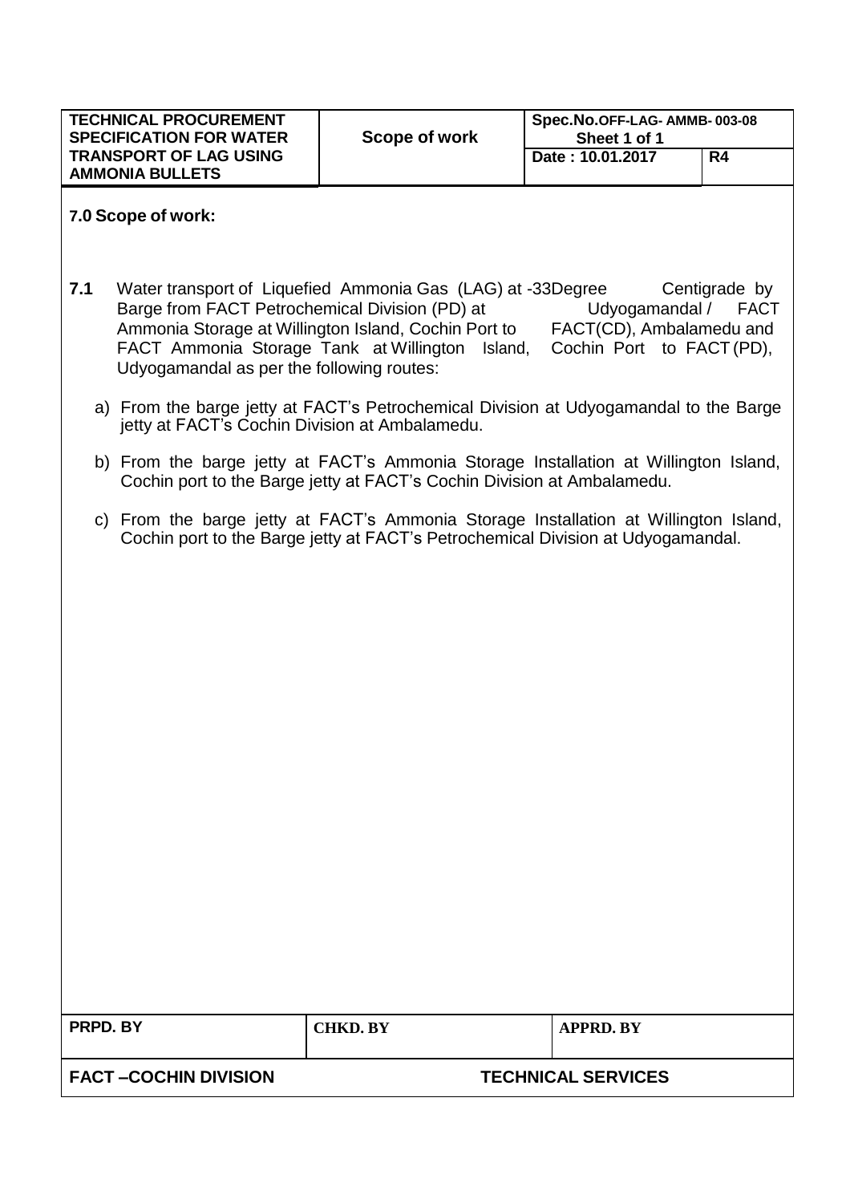## 7.0 Scope of work:

**7.1** Water transport of Liquefied Ammonia Gas (LAG) at -33Degree Centigrade by Barge from FACT Petrochemical Division (PD) at Udyogamandal / FACT Ammonia Storage at Willington Island, Cochin Port to FACT(CD), Ambalamedu and FACT Ammonia Storage Tank at Willington Island, Cochin Port to FACT (PD), Udyogamandal as per the following routes:

a) From the barge jetty at FACT's Petrochemical Division at Udyogamandal to the Barge jetty at FACT's Cochin Division at Ambalamedu.

b) From the barge jetty at FACT's Ammonia Storage Installation at Willington Island, Cochin port to the Barge jetty at FACT's Cochin Division at Ambalamedu.

c) From the barge jetty at FACT's Ammonia Storage Installation at Willington Island, Cochin port to the Barge jetty at FACT's Petrochemical Division at Udyogamandal.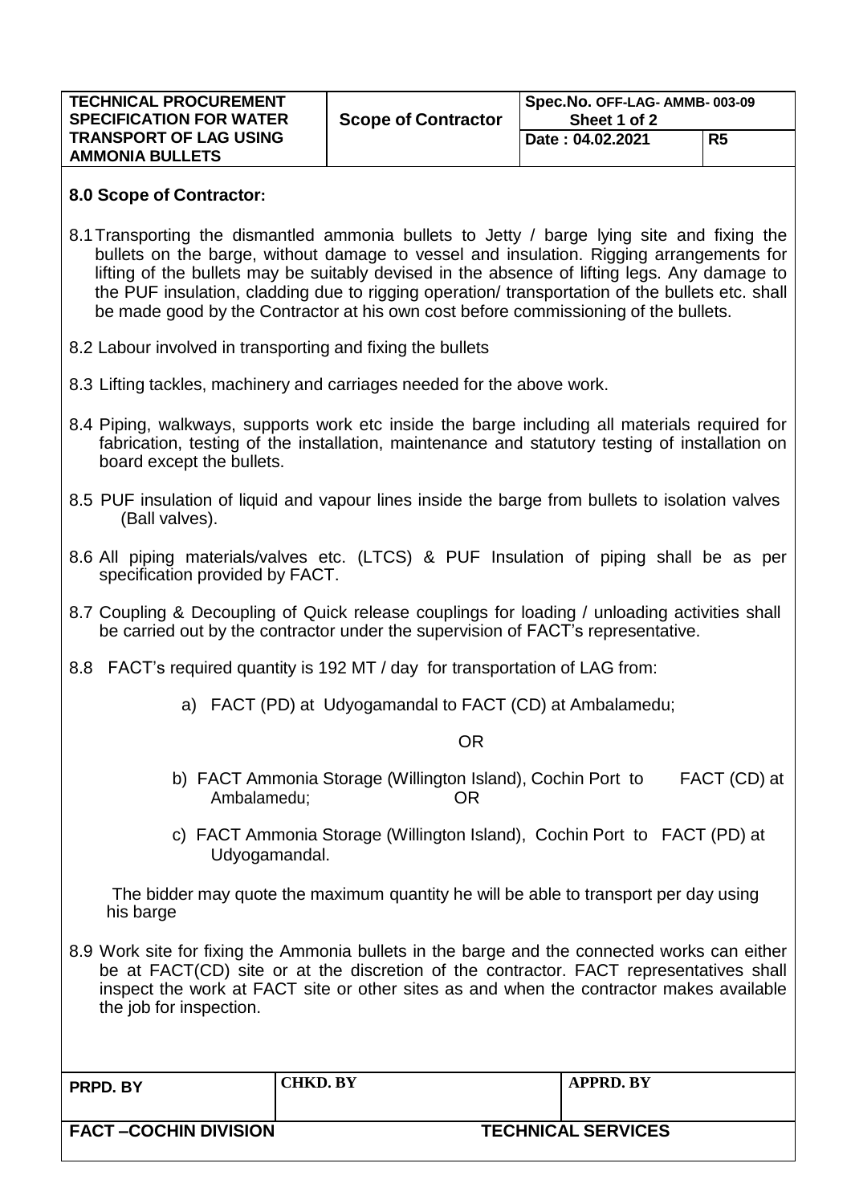## 8.0 Scope of Contractor:

8.1 Transporting the dismantled ammonia bullets to Jetty / barge lying site and fixing the bullets on the barge, without damage to vessel and insulation. Rigging arrangements for lifting of the bullets may be suitably devised in the absence of lifting legs. Any damage to the PUF insulation, cladding due to rigging operation/ transportation of the bullets etc. shall be made good by the Contractor at his own cost before commissioning of the bullets.

8.2 Labour involved in transporting and fixing the bullets

8.3 Lifting tackles, machinery and carriages needed for the above work.

8.4 Piping, walkways, supports work etc inside the barge including all materials required for fabrication, testing of the installation, maintenance and statutory testing of installation on board except the bullets.

8.5 PUF insulation of liquid and vapour lines inside the barge from bullets to isolation valves (Ball valves).

8.6 All piping materials/valves etc. (LTCS) & PUF Insulation of piping shall be as per specification provided by FACT.

8.7 Coupling & Decoupling of Quick release couplings for loading / unloading activities shall be carried out by the contractor under the supervision of FACT's representative.

8.8 FACT's required quantity is 192 MT / day for transportation of LAG from:

a) FACT (PD) at Udyogamandal to FACT (CD) at Ambalamedu;

OR

b) FACT Ammonia Storage (Willington Island), Cochin Port to FACT (CD) at Ambalamedu; OR

c) FACT Ammonia Storage (Willington Island), Cochin Port to FACT (PD) at Udyogamandal.

The bidder may quote the maximum quantity he will be able to transport per day using his barge

8.9 Work site for fixing the Ammonia bullets in the barge and the connected works can either be at FACT(CD) site or at the discretion of the contractor. FACT representatives shall inspect the work at FACT site or other sites as and when the contractor makes available the job for inspection.

| PRPD. BY | CHKD. BY | APPRD. BY |
|---|---|---|
| | | |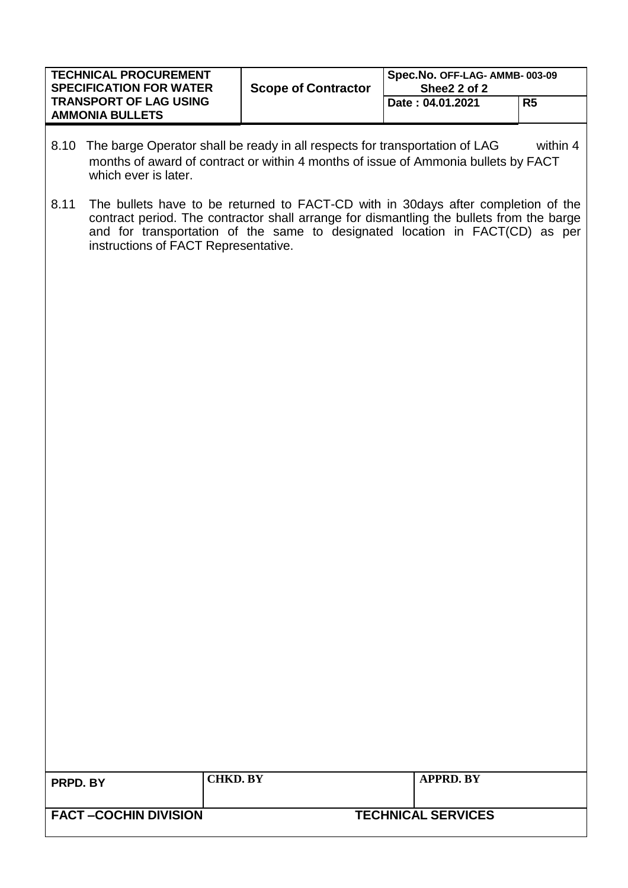8.10 The barge Operator shall be ready in all respects for transportation of LAG within 4 months of award of contract or within 4 months of issue of Ammonia bullets by FACT which ever is later.

8.11 The bullets have to be returned to FACT-CD with in 30days after completion of the contract period. The contractor shall arrange for dismantling the bullets from the barge and for transportation of the same to designated location in FACT(CD) as per instructions of FACT Representative.

| PRPD. BY | CHKD. BY | APPRD. BY |
|---|---|---|
| | | |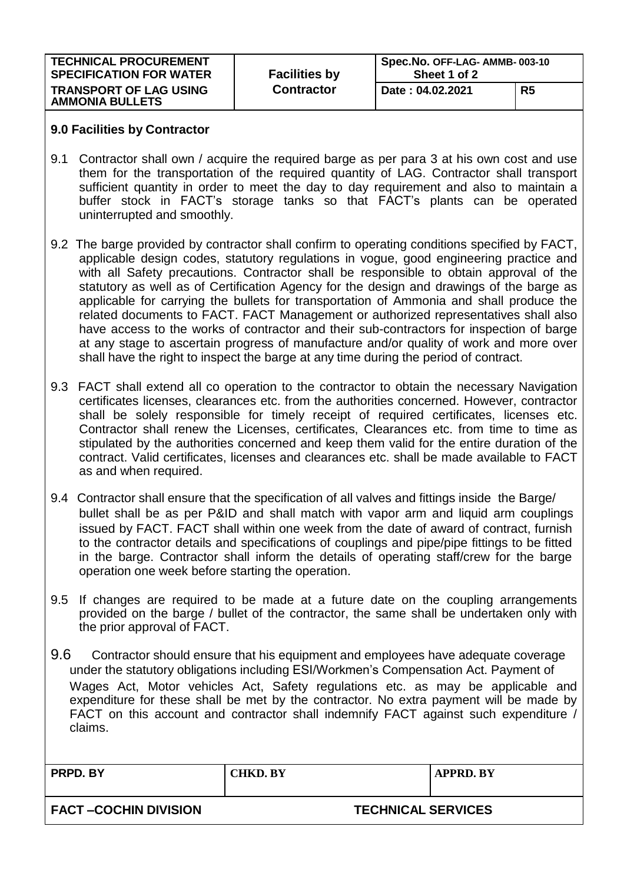## 9.0 Facilities by Contractor

9.1 Contractor shall own / acquire the required barge as per para 3 at his own cost and use them for the transportation of the required quantity of LAG. Contractor shall transport sufficient quantity in order to meet the day to day requirement and also to maintain a buffer stock in FACT's storage tanks so that FACT's plants can be operated uninterrupted and smoothly.

9.2 The barge provided by contractor shall confirm to operating conditions specified by FACT, applicable design codes, statutory regulations in vogue, good engineering practice and with all Safety precautions. Contractor shall be responsible to obtain approval of the statutory as well as of Certification Agency for the design and drawings of the barge as applicable for carrying the bullets for transportation of Ammonia and shall produce the related documents to FACT. FACT Management or authorized representatives shall also have access to the works of contractor and their sub-contractors for inspection of barge at any stage to ascertain progress of manufacture and/or quality of work and more over shall have the right to inspect the barge at any time during the period of contract.

9.3 FACT shall extend all co operation to the contractor to obtain the necessary Navigation certificates licenses, clearances etc. from the authorities concerned. However, contractor shall be solely responsible for timely receipt of required certificates, licenses etc. Contractor shall renew the Licenses, certificates, Clearances etc. from time to time as stipulated by the authorities concerned and keep them valid for the entire duration of the contract. Valid certificates, licenses and clearances etc. shall be made available to FACT as and when required.

9.4 Contractor shall ensure that the specification of all valves and fittings inside the Barge/ bullet shall be as per P&ID and shall match with vapor arm and liquid arm couplings issued by FACT. FACT shall within one week from the date of award of contract, furnish to the contractor details and specifications of couplings and pipe/pipe fittings to be fitted in the barge. Contractor shall inform the details of operating staff/crew for the barge operation one week before starting the operation.

9.5 If changes are required to be made at a future date on the coupling arrangements provided on the barge / bullet of the contractor, the same shall be undertaken only with the prior approval of FACT.

9.6 Contractor should ensure that his equipment and employees have adequate coverage under the statutory obligations including ESI/Workmen's Compensation Act. Payment of Wages Act, Motor vehicles Act, Safety regulations etc. as may be applicable and expenditure for these shall be met by the contractor. No extra payment will be made by FACT on this account and contractor shall indemnify FACT against such expenditure / claims.

| PRPD. BY | CHKD. BY | APPRD. BY |
| --- | --- | --- |
| | | |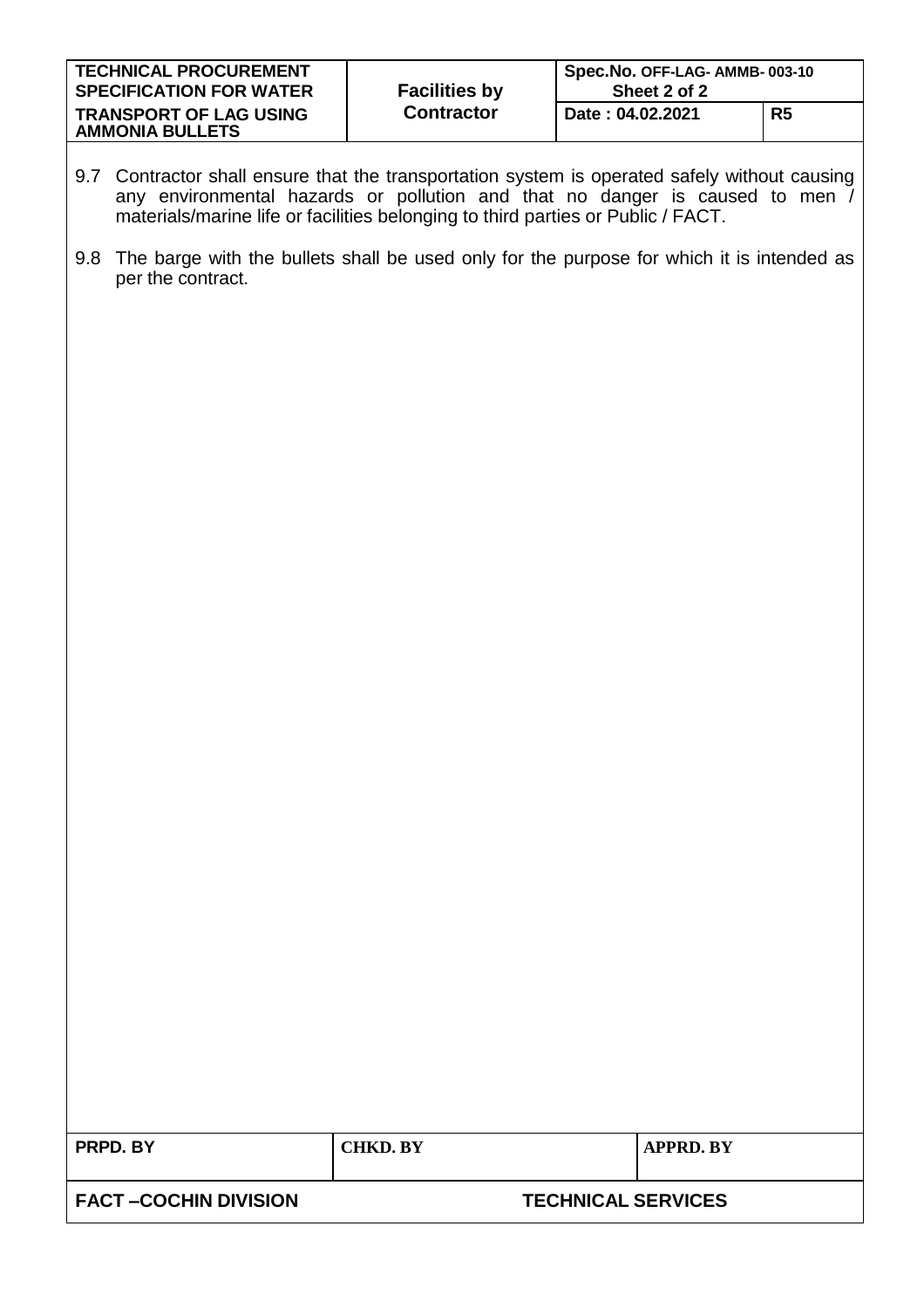9.7 Contractor shall ensure that the transportation system is operated safely without causing any environmental hazards or pollution and that no danger is caused to men / materials/marine life or facilities belonging to third parties or Public / FACT.

9.8 The barge with the bullets shall be used only for the purpose for which it is intended as per the contract.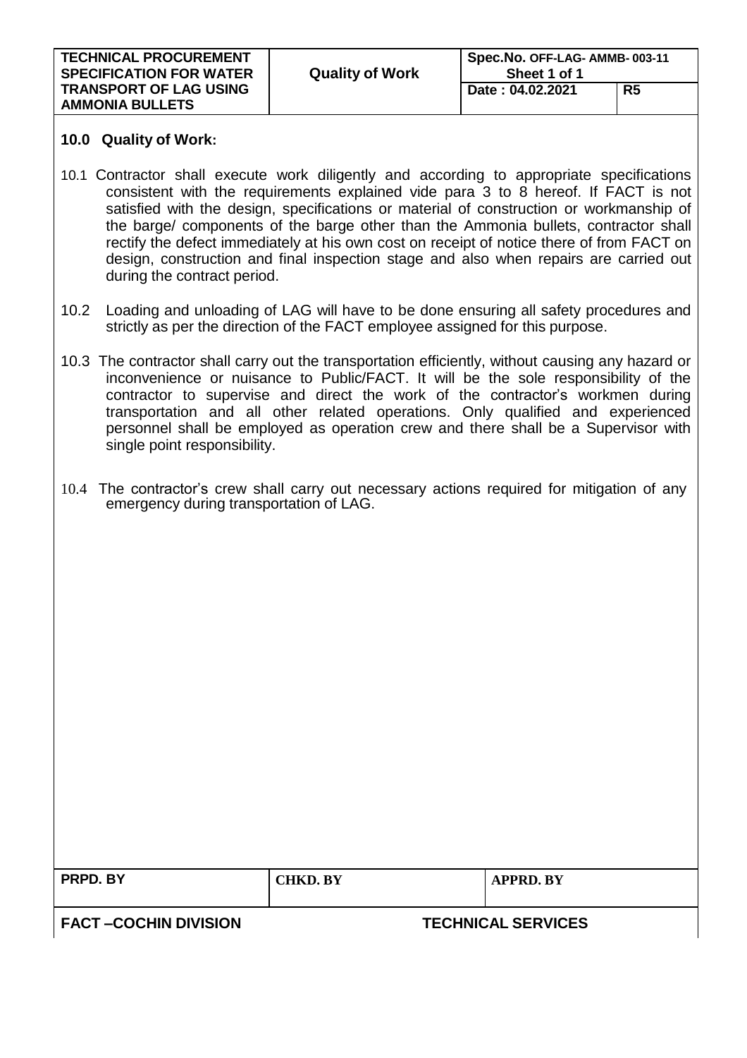## 10.0 Quality of Work:

10.1 Contractor shall execute work diligently and according to appropriate specifications consistent with the requirements explained vide para 3 to 8 hereof. If FACT is not satisfied with the design, specifications or material of construction or workmanship of the barge/ components of the barge other than the Ammonia bullets, contractor shall rectify the defect immediately at his own cost on receipt of notice there of from FACT on design, construction and final inspection stage and also when repairs are carried out during the contract period.

10.2 Loading and unloading of LAG will have to be done ensuring all safety procedures and strictly as per the direction of the FACT employee assigned for this purpose.

10.3 The contractor shall carry out the transportation efficiently, without causing any hazard or inconvenience or nuisance to Public/FACT. It will be the sole responsibility of the contractor to supervise and direct the work of the contractor's workmen during transportation and all other related operations. Only qualified and experienced personnel shall be employed as operation crew and there shall be a Supervisor with single point responsibility.

10.4 The contractor's crew shall carry out necessary actions required for mitigation of any emergency during transportation of LAG.

| PRPD. BY | CHKD. BY | APPRD. BY |
| --- | --- | --- |
| | | |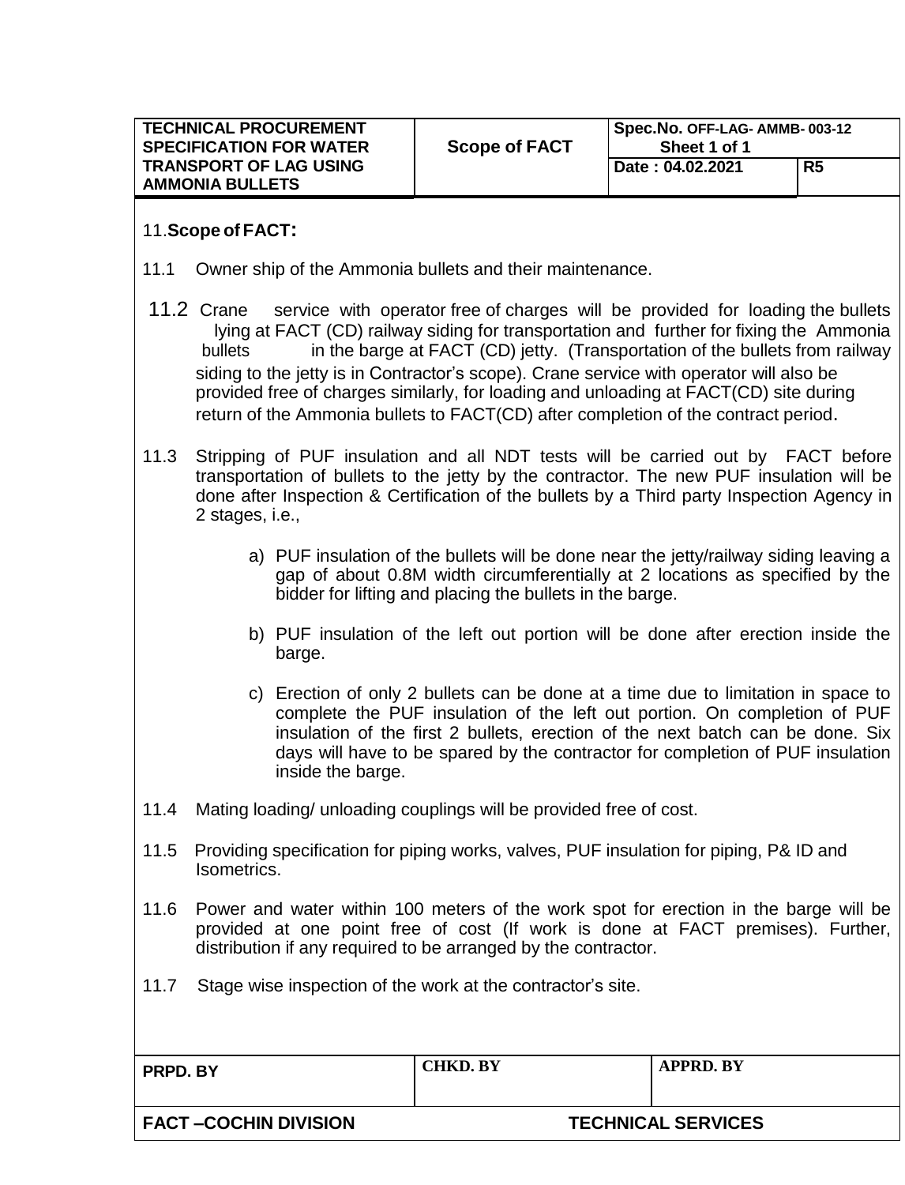## 11. Scope of FACT:

11.1 Owner ship of the Ammonia bullets and their maintenance.

11.2 Crane service with operator free of charges will be provided for loading the bullets lying at FACT (CD) railway siding for transportation and further for fixing the Ammonia bullets in the barge at FACT (CD) jetty. (Transportation of the bullets from railway siding to the jetty is in Contractor's scope). Crane service with operator will also be provided free of charges similarly, for loading and unloading at FACT(CD) site during return of the Ammonia bullets to FACT(CD) after completion of the contract period.

11.3 Stripping of PUF insulation and all NDT tests will be carried out by FACT before transportation of bullets to the jetty by the contractor. The new PUF insulation will be done after Inspection & Certification of the bullets by a Third party Inspection Agency in 2 stages, i.e.,

a) PUF insulation of the bullets will be done near the jetty/railway siding leaving a gap of about 0.8M width circumferentially at 2 locations as specified by the bidder for lifting and placing the bullets in the barge.

b) PUF insulation of the left out portion will be done after erection inside the barge.

c) Erection of only 2 bullets can be done at a time due to limitation in space to complete the PUF insulation of the left out portion. On completion of PUF insulation of the first 2 bullets, erection of the next batch can be done. Six days will have to be spared by the contractor for completion of PUF insulation inside the barge.

11.4 Mating loading/ unloading couplings will be provided free of cost.

11.5 Providing specification for piping works, valves, PUF insulation for piping, P& ID and Isometrics.

11.6 Power and water within 100 meters of the work spot for erection in the barge will be provided at one point free of cost (If work is done at FACT premises). Further, distribution if any required to be arranged by the contractor.

11.7 Stage wise inspection of the work at the contractor's site.